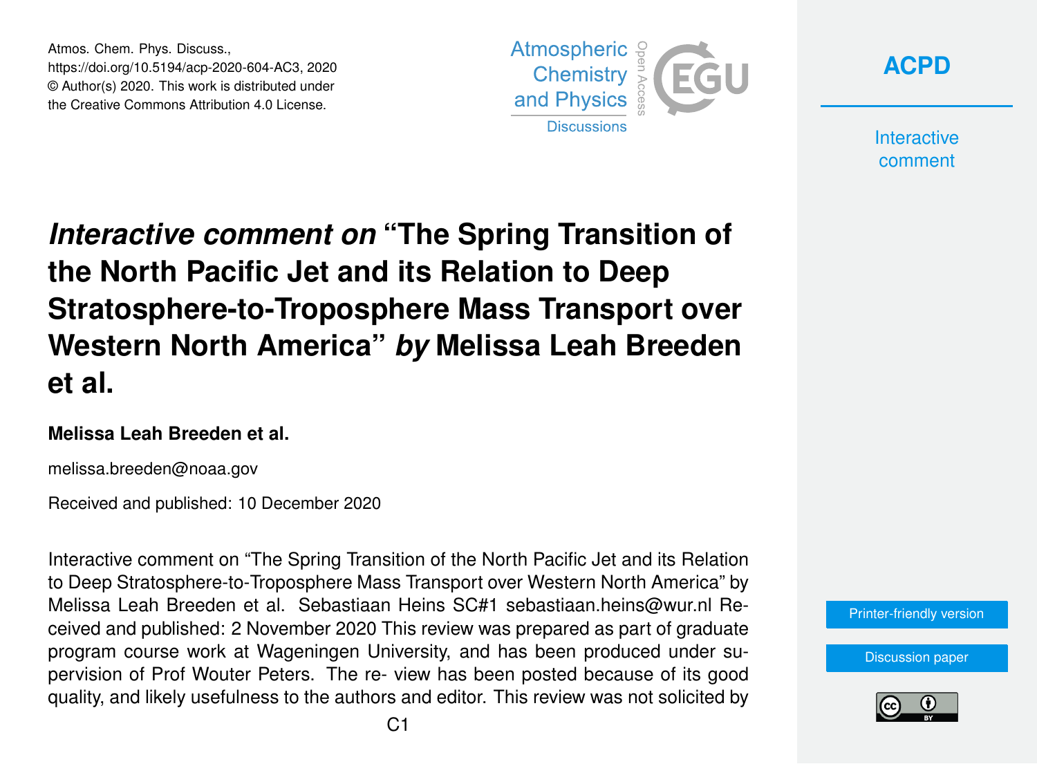# *Interactive comment on* "The Spring Transition of the North Pacific Jet and its Relation to Deep Stratosphere-to-Troposphere Mass Transport over Western North America" *by* Melissa Leah Breeden et al.

**Melissa Leah Breeden et al.**

melissa.breeden@noaa.gov

Received and published: 10 December 2020

Interactive comment on "The Spring Transition of the North Pacific Jet and its Relation to Deep Stratosphere-to-Troposphere Mass Transport over Western North America" by Melissa Leah Breeden et al. Sebastiaan Heins SC#1 sebastiaan.heins@wur.nl Received and published: 2 November 2020 This review was prepared as part of graduate program course work at Wageningen University, and has been produced under supervision of Prof Wouter Peters. The re- view has been posted because of its good quality, and likely usefulness to the authors and editor. This review was not solicited by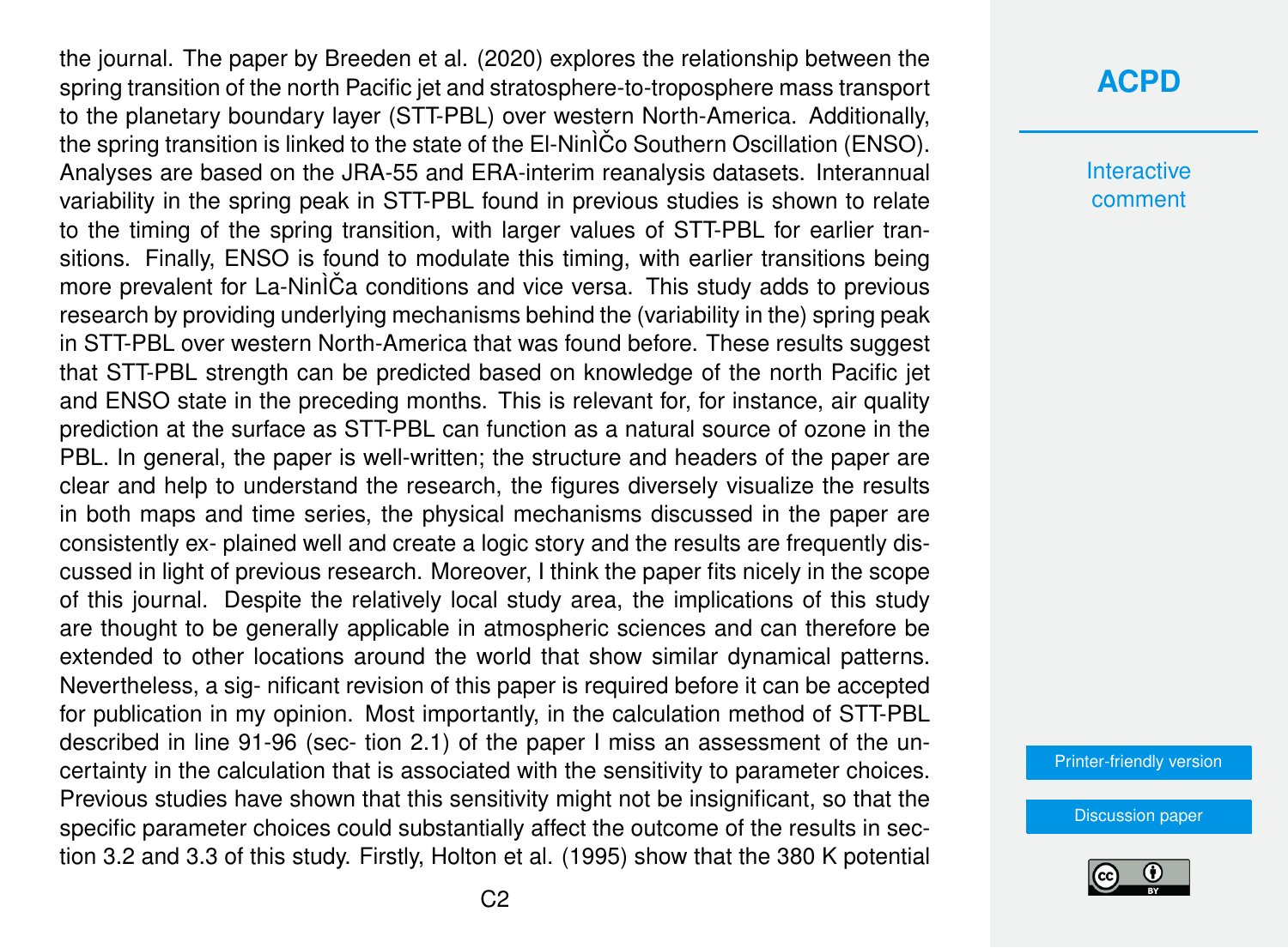the journal. The paper by Breeden et al. (2020) explores the relationship between the spring transition of the north Pacific jet and stratosphere-to-troposphere mass transport to the planetary boundary layer (STT-PBL) over western North-America. Additionally, the spring transition is linked to the state of the El-NinÌČo Southern Oscillation (ENSO). Analyses are based on the JRA-55 and ERA-interim reanalysis datasets. Interannual variability in the spring peak in STT-PBL found in previous studies is shown to relate to the timing of the spring transition, with larger values of STT-PBL for earlier transitions. Finally, ENSO is found to modulate this timing, with earlier transitions being more prevalent for La-NinÌČa conditions and vice versa. This study adds to previous research by providing underlying mechanisms behind the (variability in the) spring peak in STT-PBL over western North-America that was found before. These results suggest that STT-PBL strength can be predicted based on knowledge of the north Pacific jet and ENSO state in the preceding months. This is relevant for, for instance, air quality prediction at the surface as STT-PBL can function as a natural source of ozone in the PBL. In general, the paper is well-written; the structure and headers of the paper are clear and help to understand the research, the figures diversely visualize the results in both maps and time series, the physical mechanisms discussed in the paper are consistently ex- plained well and create a logic story and the results are frequently discussed in light of previous research. Moreover, I think the paper fits nicely in the scope of this journal. Despite the relatively local study area, the implications of this study are thought to be generally applicable in atmospheric sciences and can therefore be extended to other locations around the world that show similar dynamical patterns. Nevertheless, a sig- nificant revision of this paper is required before it can be accepted for publication in my opinion. Most importantly, in the calculation method of STT-PBL described in line 91-96 (sec- tion 2.1) of the paper I miss an assessment of the uncertainty in the calculation that is associated with the sensitivity to parameter choices. Previous studies have shown that this sensitivity might not be insignificant, so that the specific parameter choices could substantially affect the outcome of the results in section 3.2 and 3.3 of this study. Firstly, Holton et al. (1995) show that the 380 K potential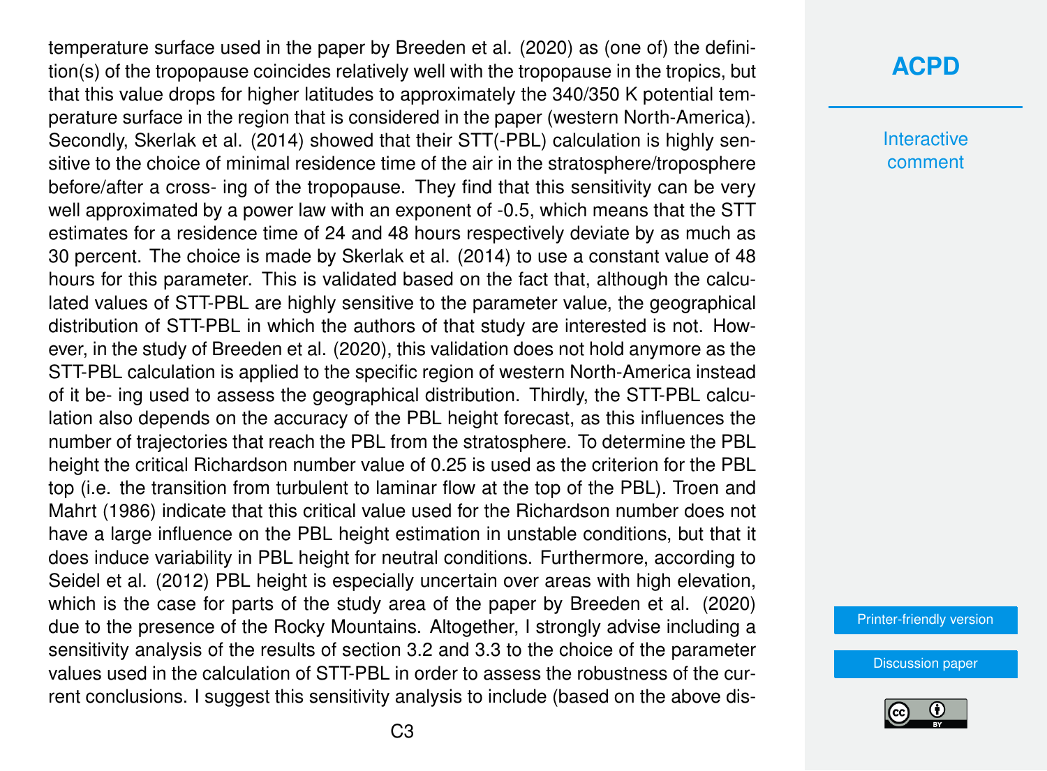temperature surface used in the paper by Breeden et al. (2020) as (one of) the definition(s) of the tropopause coincides relatively well with the tropopause in the tropics, but that this value drops for higher latitudes to approximately the 340/350 K potential temperature surface in the region that is considered in the paper (western North-America). Secondly, Skerlak et al. (2014) showed that their STT(-PBL) calculation is highly sensitive to the choice of minimal residence time of the air in the stratosphere/troposphere before/after a cross- ing of the tropopause. They find that this sensitivity can be very well approximated by a power law with an exponent of -0.5, which means that the STT estimates for a residence time of 24 and 48 hours respectively deviate by as much as 30 percent. The choice is made by Skerlak et al. (2014) to use a constant value of 48 hours for this parameter. This is validated based on the fact that, although the calculated values of STT-PBL are highly sensitive to the parameter value, the geographical distribution of STT-PBL in which the authors of that study are interested is not. However, in the study of Breeden et al. (2020), this validation does not hold anymore as the STT-PBL calculation is applied to the specific region of western North-America instead of it be- ing used to assess the geographical distribution. Thirdly, the STT-PBL calculation also depends on the accuracy of the PBL height forecast, as this influences the number of trajectories that reach the PBL from the stratosphere. To determine the PBL height the critical Richardson number value of 0.25 is used as the criterion for the PBL top (i.e. the transition from turbulent to laminar flow at the top of the PBL). Troen and Mahrt (1986) indicate that this critical value used for the Richardson number does not have a large influence on the PBL height estimation in unstable conditions, but that it does induce variability in PBL height for neutral conditions. Furthermore, according to Seidel et al. (2012) PBL height is especially uncertain over areas with high elevation, which is the case for parts of the study area of the paper by Breeden et al. (2020) due to the presence of the Rocky Mountains. Altogether, I strongly advise including a sensitivity analysis of the results of section 3.2 and 3.3 to the choice of the parameter values used in the calculation of STT-PBL in order to assess the robustness of the current conclusions. I suggest this sensitivity analysis to include (based on the above dis-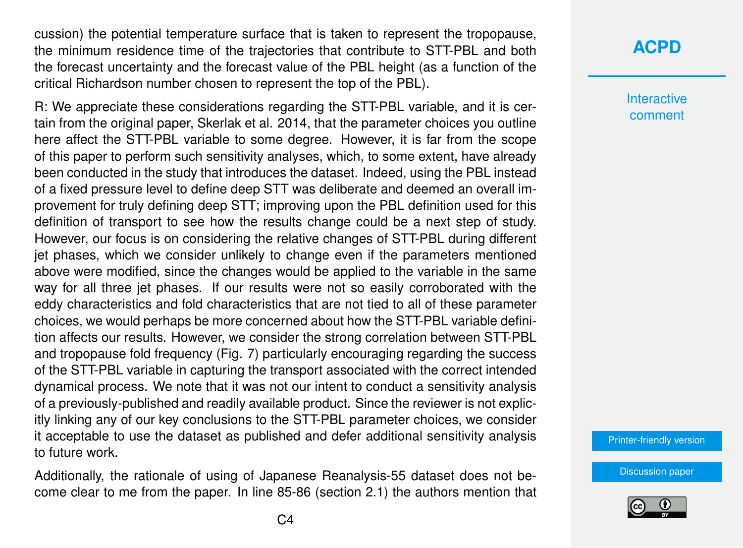cussion) the potential temperature surface that is taken to represent the tropopause, the minimum residence time of the trajectories that contribute to STT-PBL and both the forecast uncertainty and the forecast value of the PBL height (as a function of the critical Richardson number chosen to represent the top of the PBL).

R: We appreciate these considerations regarding the STT-PBL variable, and it is certain from the original paper, Skerlak et al. 2014, that the parameter choices you outline here affect the STT-PBL variable to some degree. However, it is far from the scope of this paper to perform such sensitivity analyses, which, to some extent, have already been conducted in the study that introduces the dataset. Indeed, using the PBL instead of a fixed pressure level to define deep STT was deliberate and deemed an overall improvement for truly defining deep STT; improving upon the PBL definition used for this definition of transport to see how the results change could be a next step of study. However, our focus is on considering the relative changes of STT-PBL during different jet phases, which we consider unlikely to change even if the parameters mentioned above were modified, since the changes would be applied to the variable in the same way for all three jet phases. If our results were not so easily corroborated with the eddy characteristics and fold characteristics that are not tied to all of these parameter choices, we would perhaps be more concerned about how the STT-PBL variable definition affects our results. However, we consider the strong correlation between STT-PBL and tropopause fold frequency (Fig. 7) particularly encouraging regarding the success of the STT-PBL variable in capturing the transport associated with the correct intended dynamical process. We note that it was not our intent to conduct a sensitivity analysis of a previously-published and readily available product. Since the reviewer is not explicitly linking any of our key conclusions to the STT-PBL parameter choices, we consider it acceptable to use the dataset as published and defer additional sensitivity analysis to future work.

Additionally, the rationale of using of Japanese Reanalysis-55 dataset does not become clear to me from the paper. In line 85-86 (section 2.1) the authors mention that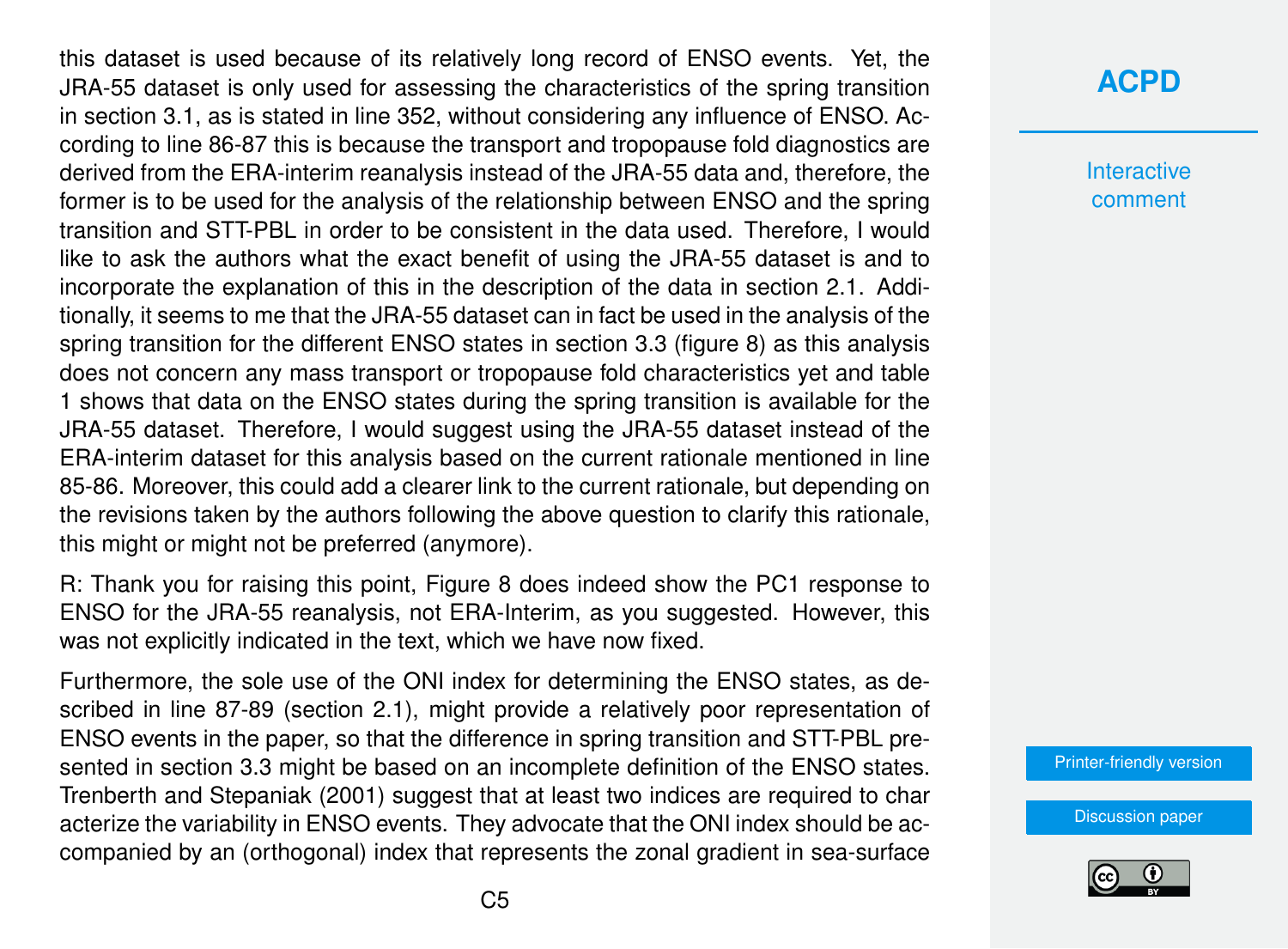this dataset is used because of its relatively long record of ENSO events. Yet, the JRA-55 dataset is only used for assessing the characteristics of the spring transition in section 3.1, as is stated in line 352, without considering any influence of ENSO. According to line 86-87 this is because the transport and tropopause fold diagnostics are derived from the ERA-interim reanalysis instead of the JRA-55 data and, therefore, the former is to be used for the analysis of the relationship between ENSO and the spring transition and STT-PBL in order to be consistent in the data used. Therefore, I would like to ask the authors what the exact benefit of using the JRA-55 dataset is and to incorporate the explanation of this in the description of the data in section 2.1. Additionally, it seems to me that the JRA-55 dataset can in fact be used in the analysis of the spring transition for the different ENSO states in section 3.3 (figure 8) as this analysis does not concern any mass transport or tropopause fold characteristics yet and table 1 shows that data on the ENSO states during the spring transition is available for the JRA-55 dataset. Therefore, I would suggest using the JRA-55 dataset instead of the ERA-interim dataset for this analysis based on the current rationale mentioned in line 85-86. Moreover, this could add a clearer link to the current rationale, but depending on the revisions taken by the authors following the above question to clarify this rationale, this might or might not be preferred (anymore).

R: Thank you for raising this point, Figure 8 does indeed show the PC1 response to ENSO for the JRA-55 reanalysis, not ERA-Interim, as you suggested. However, this was not explicitly indicated in the text, which we have now fixed.

Furthermore, the sole use of the ONI index for determining the ENSO states, as described in line 87-89 (section 2.1), might provide a relatively poor representation of ENSO events in the paper, so that the difference in spring transition and STT-PBL presented in section 3.3 might be based on an incomplete definition of the ENSO states. Trenberth and Stepaniak (2001) suggest that at least two indices are required to characterize the variability in ENSO events. They advocate that the ONI index should be accompanied by an (orthogonal) index that represents the zonal gradient in sea-surface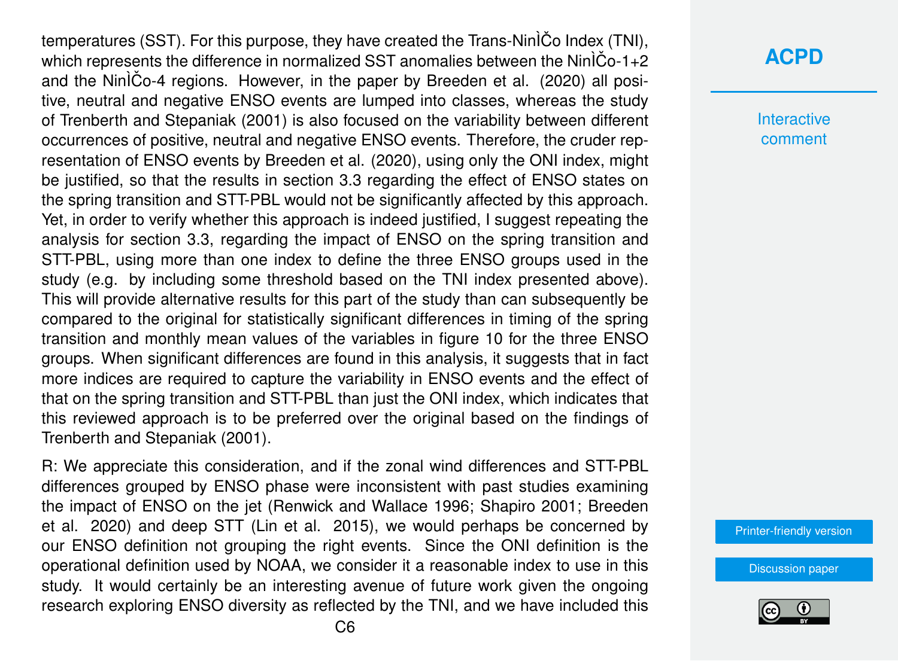temperatures (SST). For this purpose, they have created the Trans-NinÌČo Index (TNI), which represents the difference in normalized SST anomalies between the NinÌČo-1+2 and the NinÌČo-4 regions. However, in the paper by Breeden et al. (2020) all positive, neutral and negative ENSO events are lumped into classes, whereas the study of Trenberth and Stepaniak (2001) is also focused on the variability between different occurrences of positive, neutral and negative ENSO events. Therefore, the cruder representation of ENSO events by Breeden et al. (2020), using only the ONI index, might be justified, so that the results in section 3.3 regarding the effect of ENSO states on the spring transition and STT-PBL would not be significantly affected by this approach. Yet, in order to verify whether this approach is indeed justified, I suggest repeating the analysis for section 3.3, regarding the impact of ENSO on the spring transition and STT-PBL, using more than one index to define the three ENSO groups used in the study (e.g. by including some threshold based on the TNI index presented above). This will provide alternative results for this part of the study than can subsequently be compared to the original for statistically significant differences in timing of the spring transition and monthly mean values of the variables in figure 10 for the three ENSO groups. When significant differences are found in this analysis, it suggests that in fact more indices are required to capture the variability in ENSO events and the effect of that on the spring transition and STT-PBL than just the ONI index, which indicates that this reviewed approach is to be preferred over the original based on the findings of Trenberth and Stepaniak (2001).

R: We appreciate this consideration, and if the zonal wind differences and STT-PBL differences grouped by ENSO phase were inconsistent with past studies examining the impact of ENSO on the jet (Renwick and Wallace 1996; Shapiro 2001; Breeden et al. 2020) and deep STT (Lin et al. 2015), we would perhaps be concerned by our ENSO definition not grouping the right events. Since the ONI definition is the operational definition used by NOAA, we consider it a reasonable index to use in this study. It would certainly be an interesting avenue of future work given the ongoing research exploring ENSO diversity as reflected by the TNI, and we have included this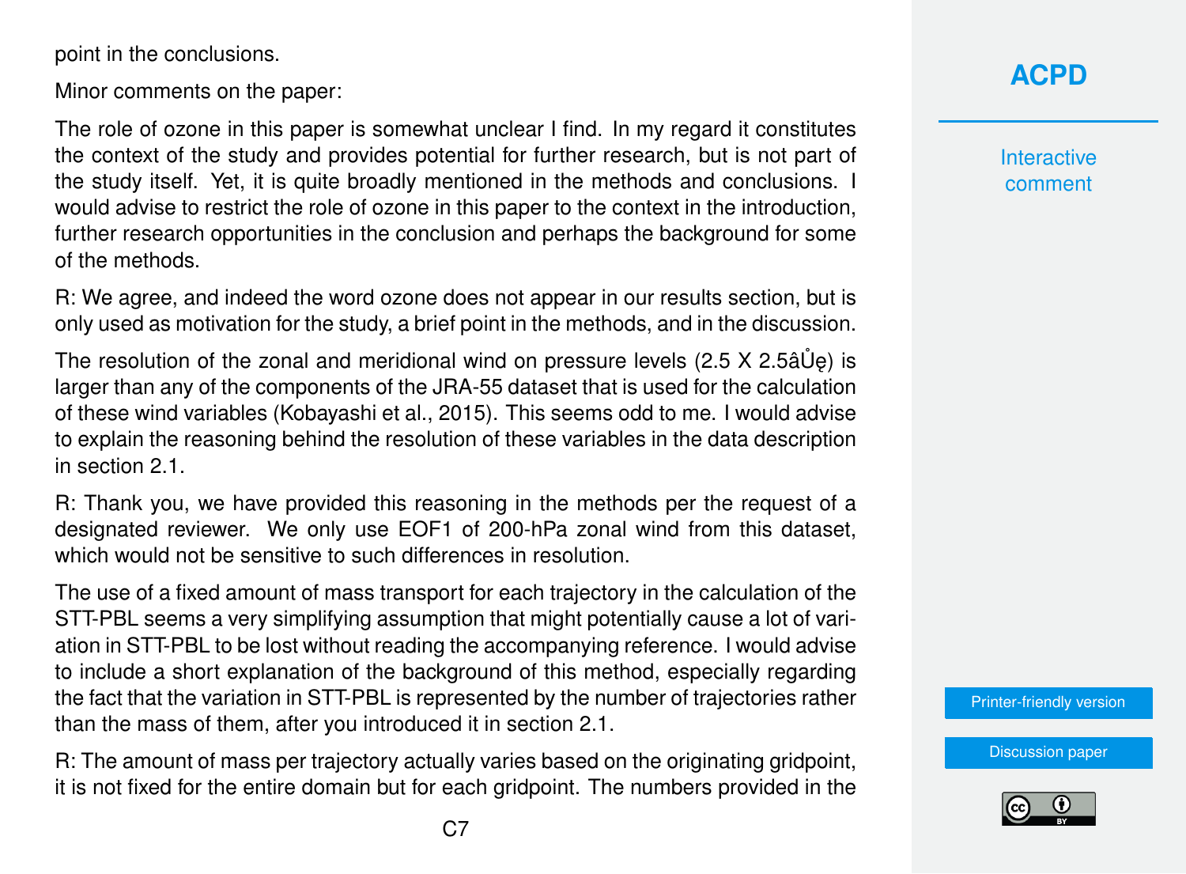point in the conclusions.

Minor comments on the paper:

The role of ozone in this paper is somewhat unclear I find. In my regard it constitutes the context of the study and provides potential for further research, but is not part of the study itself. Yet, it is quite broadly mentioned in the methods and conclusions. I would advise to restrict the role of ozone in this paper to the context in the introduction, further research opportunities in the conclusion and perhaps the background for some of the methods.

R: We agree, and indeed the word ozone does not appear in our results section, but is only used as motivation for the study, a brief point in the methods, and in the discussion.

The resolution of the zonal and meridional wind on pressure levels (2.5 X 2.5âŮę) is larger than any of the components of the JRA-55 dataset that is used for the calculation of these wind variables (Kobayashi et al., 2015). This seems odd to me. I would advise to explain the reasoning behind the resolution of these variables in the data description in section 2.1.

R: Thank you, we have provided this reasoning in the methods per the request of a designated reviewer. We only use EOF1 of 200-hPa zonal wind from this dataset, which would not be sensitive to such differences in resolution.

The use of a fixed amount of mass transport for each trajectory in the calculation of the STT-PBL seems a very simplifying assumption that might potentially cause a lot of variation in STT-PBL to be lost without reading the accompanying reference. I would advise to include a short explanation of the background of this method, especially regarding the fact that the variation in STT-PBL is represented by the number of trajectories rather than the mass of them, after you introduced it in section 2.1.

R: The amount of mass per trajectory actually varies based on the originating gridpoint, it is not fixed for the entire domain but for each gridpoint. The numbers provided in the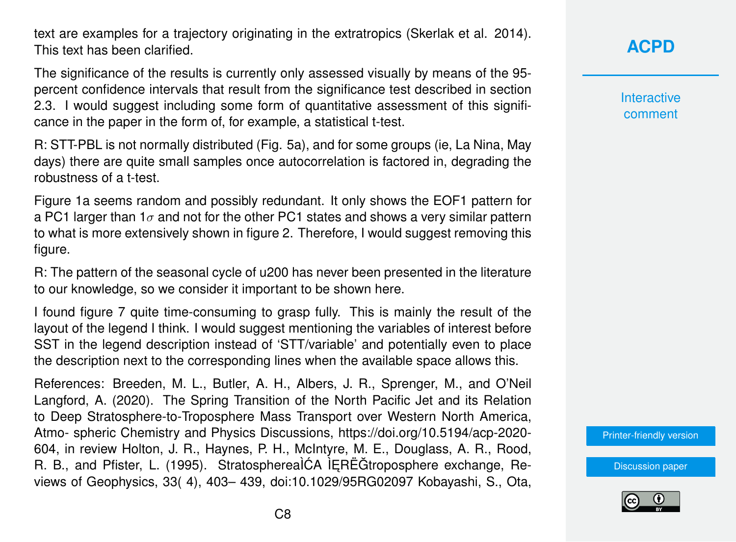text are examples for a trajectory originating in the extratropics (Skerlak et al. 2014). This text has been clarified.

The significance of the results is currently only assessed visually by means of the 95-percent confidence intervals that result from the significance test described in section 2.3. I would suggest including some form of quantitative assessment of this significance in the paper in the form of, for example, a statistical t-test.

R: STT-PBL is not normally distributed (Fig. 5a), and for some groups (ie, La Nina, May days) there are quite small samples once autocorrelation is factored in, degrading the robustness of a t-test.

Figure 1a seems random and possibly redundant. It only shows the EOF1 pattern for a PC1 larger than $1\sigma$ and not for the other PC1 states and shows a very similar pattern to what is more extensively shown in figure 2. Therefore, I would suggest removing this figure.

R: The pattern of the seasonal cycle of u200 has never been presented in the literature to our knowledge, so we consider it important to be shown here.

I found figure 7 quite time-consuming to grasp fully. This is mainly the result of the layout of the legend I think. I would suggest mentioning the variables of interest before SST in the legend description instead of 'STT/variable' and potentially even to place the description next to the corresponding lines when the available space allows this.

References: Breeden, M. L., Butler, A. H., Albers, J. R., Sprenger, M., and O'Neil Langford, A. (2020). The Spring Transition of the North Pacific Jet and its Relation to Deep Stratosphere-to-Troposphere Mass Transport over Western North America, Atmo- spheric Chemistry and Physics Discussions, https://doi.org/10.5194/acp-2020-604, in review Holton, J. R., Haynes, P. H., McIntyre, M. E., Douglass, A. R., Rood, R. B., and Pfister, L. (1995). StratosphereaÌĆA ÌĘRËĞtroposphere exchange, Reviews of Geophysics, 33( 4), 403– 439, doi:10.1029/95RG02097 Kobayashi, S., Ota,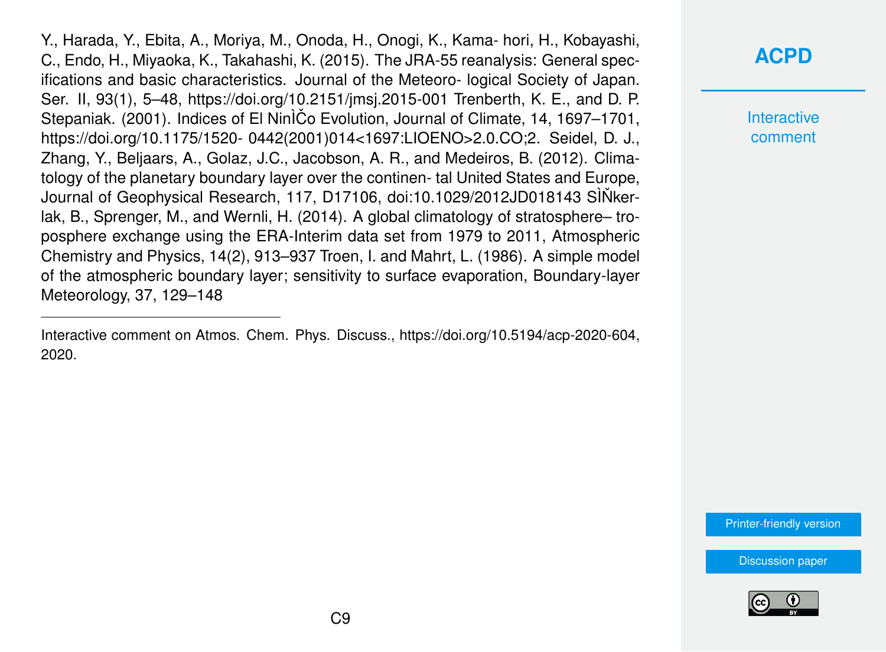Y., Harada, Y., Ebita, A., Moriya, M., Onoda, H., Onogi, K., Kama- hori, H., Kobayashi, C., Endo, H., Miyaoka, K., Takahashi, K. (2015). The JRA-55 reanalysis: General specifications and basic characteristics. Journal of the Meteoro- logical Society of Japan. Ser. II, 93(1), 5–48, https://doi.org/10.2151/jmsj.2015-001 Trenberth, K. E., and D. P. Stepaniak. (2001). Indices of El NinÌČo Evolution, Journal of Climate, 14, 1697–1701, https://doi.org/10.1175/1520- 0442(2001)014<1697:LIOENO>2.0.CO;2. Seidel, D. J., Zhang, Y., Beljaars, A., Golaz, J.C., Jacobson, A. R., and Medeiros, B. (2012). Climatology of the planetary boundary layer over the continen- tal United States and Europe, Journal of Geophysical Research, 117, D17106, doi:10.1029/2012JD018143 SÌŇkerlak, B., Sprenger, M., and Wernli, H. (2014). A global climatology of stratosphere– troposphere exchange using the ERA-Interim data set from 1979 to 2011, Atmospheric Chemistry and Physics, 14(2), 913–937 Troen, I. and Mahrt, L. (1986). A simple model of the atmospheric boundary layer; sensitivity to surface evaporation, Boundary-layer Meteorology, 37, 129–148

---

Interactive comment on Atmos. Chem. Phys. Discuss., https://doi.org/10.5194/acp-2020-604, 2020.